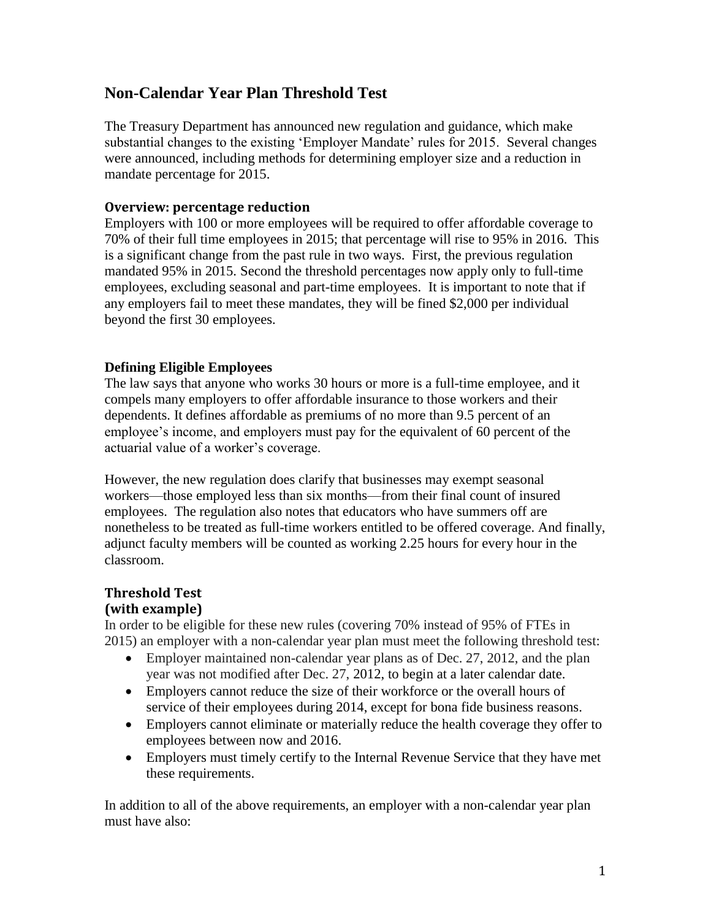# Non-Calendar Year Plan Threshold Test

The Treasury Department has announced new regulation and guidance, which make substantial changes to the existing 'Employer Mandate' rules for 2015. Several changes were announced, including methods for determining employer size and a reduction in mandate percentage for 2015.

### Overview: percentage reduction

Employers with 100 or more employees will be required to offer affordable coverage to 70% of their full time employees in 2015; that percentage will rise to 95% in 2016. This is a significant change from the past rule in two ways. First, the previous regulation mandated 95% in 2015. Second the threshold percentages now apply only to full-time employees, excluding seasonal and part-time employees. It is important to note that if any employers fail to meet these mandates, they will be fined $2,000 per individual beyond the first 30 employees.

### Defining Eligible Employees

The law says that anyone who works 30 hours or more is a full-time employee, and it compels many employers to offer affordable insurance to those workers and their dependents. It defines affordable as premiums of no more than 9.5 percent of an employee's income, and employers must pay for the equivalent of 60 percent of the actuarial value of a worker's coverage.

However, the new regulation does clarify that businesses may exempt seasonal workers—those employed less than six months—from their final count of insured employees. The regulation also notes that educators who have summers off are nonetheless to be treated as full-time workers entitled to be offered coverage. And finally, adjunct faculty members will be counted as working 2.25 hours for every hour in the classroom.

## Threshold Test
### (with example)

In order to be eligible for these new rules (covering 70% instead of 95% of FTEs in 2015) an employer with a non-calendar year plan must meet the following threshold test:

- Employer maintained non-calendar year plans as of Dec. 27, 2012, and the plan year was not modified after Dec. 27, 2012, to begin at a later calendar date.
- Employers cannot reduce the size of their workforce or the overall hours of service of their employees during 2014, except for bona fide business reasons.
- Employers cannot eliminate or materially reduce the health coverage they offer to employees between now and 2016.
- Employers must timely certify to the Internal Revenue Service that they have met these requirements.

In addition to all of the above requirements, an employer with a non-calendar year plan must have also: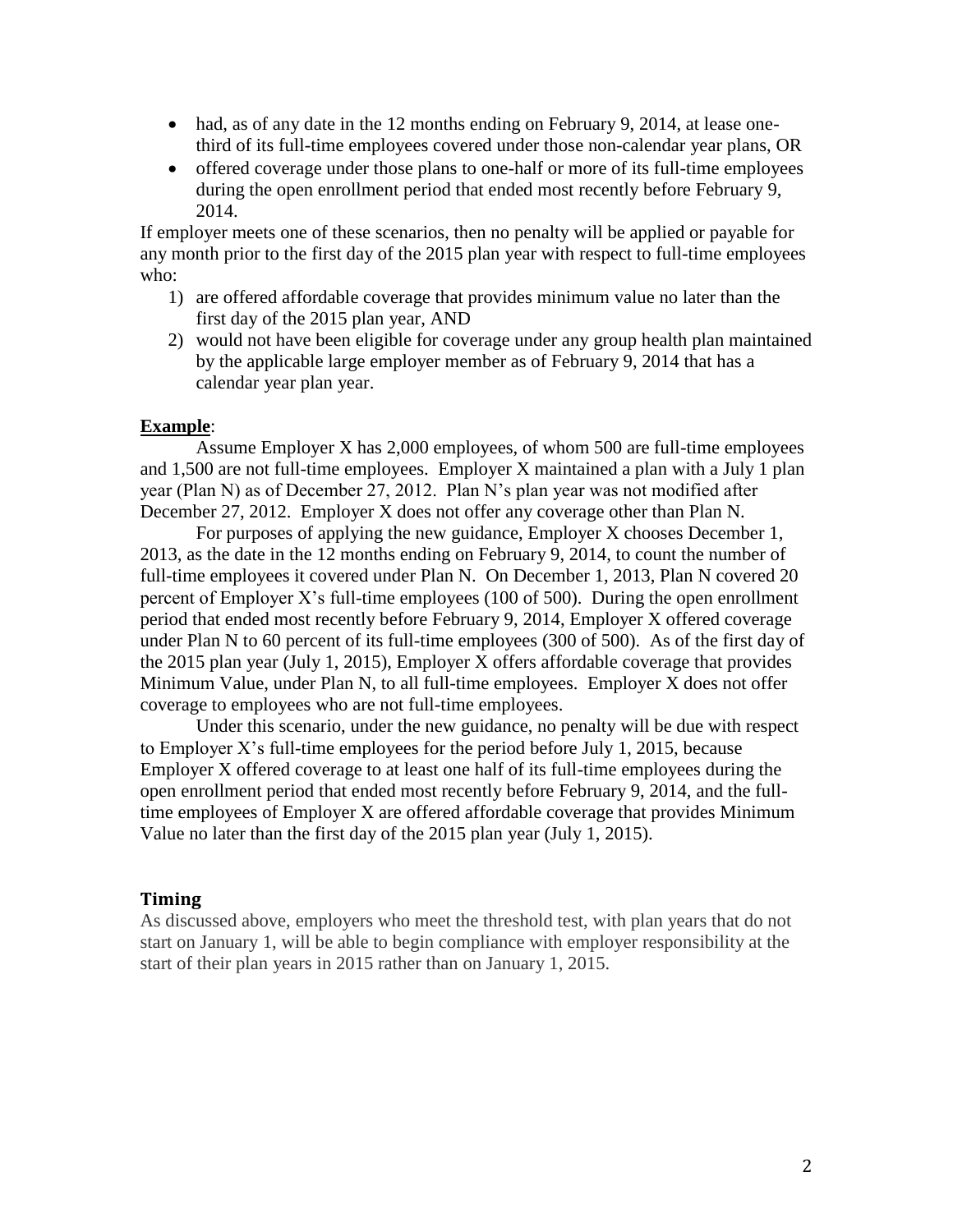- had, as of any date in the 12 months ending on February 9, 2014, at lease one-third of its full-time employees covered under those non-calendar year plans, OR
- offered coverage under those plans to one-half or more of its full-time employees during the open enrollment period that ended most recently before February 9, 2014.

If employer meets one of these scenarios, then no penalty will be applied or payable for any month prior to the first day of the 2015 plan year with respect to full-time employees who:

1) are offered affordable coverage that provides minimum value no later than the first day of the 2015 plan year, AND
2) would not have been eligible for coverage under any group health plan maintained by the applicable large employer member as of February 9, 2014 that has a calendar year plan year.

**Example**:

Assume Employer X has 2,000 employees, of whom 500 are full-time employees and 1,500 are not full-time employees. Employer X maintained a plan with a July 1 plan year (Plan N) as of December 27, 2012. Plan N's plan year was not modified after December 27, 2012. Employer X does not offer any coverage other than Plan N.

For purposes of applying the new guidance, Employer X chooses December 1, 2013, as the date in the 12 months ending on February 9, 2014, to count the number of full-time employees it covered under Plan N. On December 1, 2013, Plan N covered 20 percent of Employer X's full-time employees (100 of 500). During the open enrollment period that ended most recently before February 9, 2014, Employer X offered coverage under Plan N to 60 percent of its full-time employees (300 of 500). As of the first day of the 2015 plan year (July 1, 2015), Employer X offers affordable coverage that provides Minimum Value, under Plan N, to all full-time employees. Employer X does not offer coverage to employees who are not full-time employees.

Under this scenario, under the new guidance, no penalty will be due with respect to Employer X's full-time employees for the period before July 1, 2015, because Employer X offered coverage to at least one half of its full-time employees during the open enrollment period that ended most recently before February 9, 2014, and the full-time employees of Employer X are offered affordable coverage that provides Minimum Value no later than the first day of the 2015 plan year (July 1, 2015).

### Timing

As discussed above, employers who meet the threshold test, with plan years that do not start on January 1, will be able to begin compliance with employer responsibility at the start of their plan years in 2015 rather than on January 1, 2015.